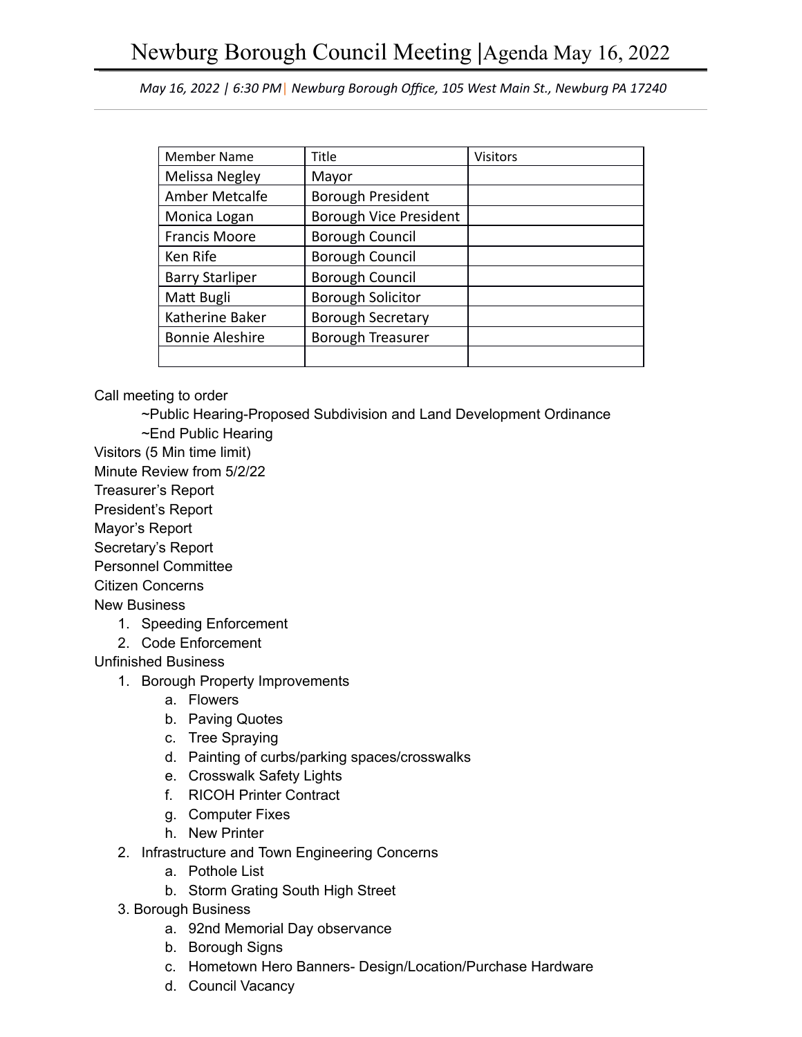# Newburg Borough Council Meeting |Agenda May 16, 2022

*May 16, 2022 | 6:30 PM| Newburg Borough Office, 105 West Main St., Newburg PA 17240*

| Member Name | Title | Visitors |
|---|---|---|
| Melissa Negley | Mayor | |
| Amber Metcalfe | Borough President | |
| Monica Logan | Borough Vice President | |
| Francis Moore | Borough Council | |
| Ken Rife | Borough Council | |
| Barry Starliper | Borough Council | |
| Matt Bugli | Borough Solicitor | |
| Katherine Baker | Borough Secretary | |
| Bonnie Aleshire | Borough Treasurer | |
| | | |

Call meeting to order

~Public Hearing-Proposed Subdivision and Land Development Ordinance

~End Public Hearing

Visitors (5 Min time limit)

Minute Review from 5/2/22

Treasurer's Report

President's Report

Mayor's Report

Secretary's Report

Personnel Committee

Citizen Concerns

New Business

1. Speeding Enforcement
2. Code Enforcement

Unfinished Business

1. Borough Property Improvements
    a. Flowers
    b. Paving Quotes
    c. Tree Spraying
    d. Painting of curbs/parking spaces/crosswalks
    e. Crosswalk Safety Lights
    f. RICOH Printer Contract
    g. Computer Fixes
    h. New Printer
2. Infrastructure and Town Engineering Concerns
    a. Pothole List
    b. Storm Grating South High Street
3. Borough Business
    a. 92nd Memorial Day observance
    b. Borough Signs
    c. Hometown Hero Banners- Design/Location/Purchase Hardware
    d. Council Vacancy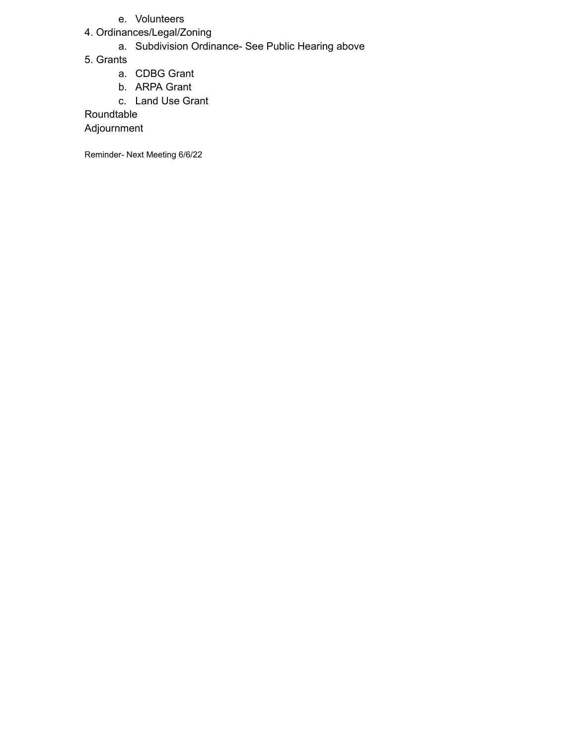e. Volunteers

4. Ordinances/Legal/Zoning
   a. Subdivision Ordinance- See Public Hearing above
5. Grants
   a. CDBG Grant
   b. ARPA Grant
   c. Land Use Grant

Roundtable

Adjournment

Reminder- Next Meeting 6/6/22